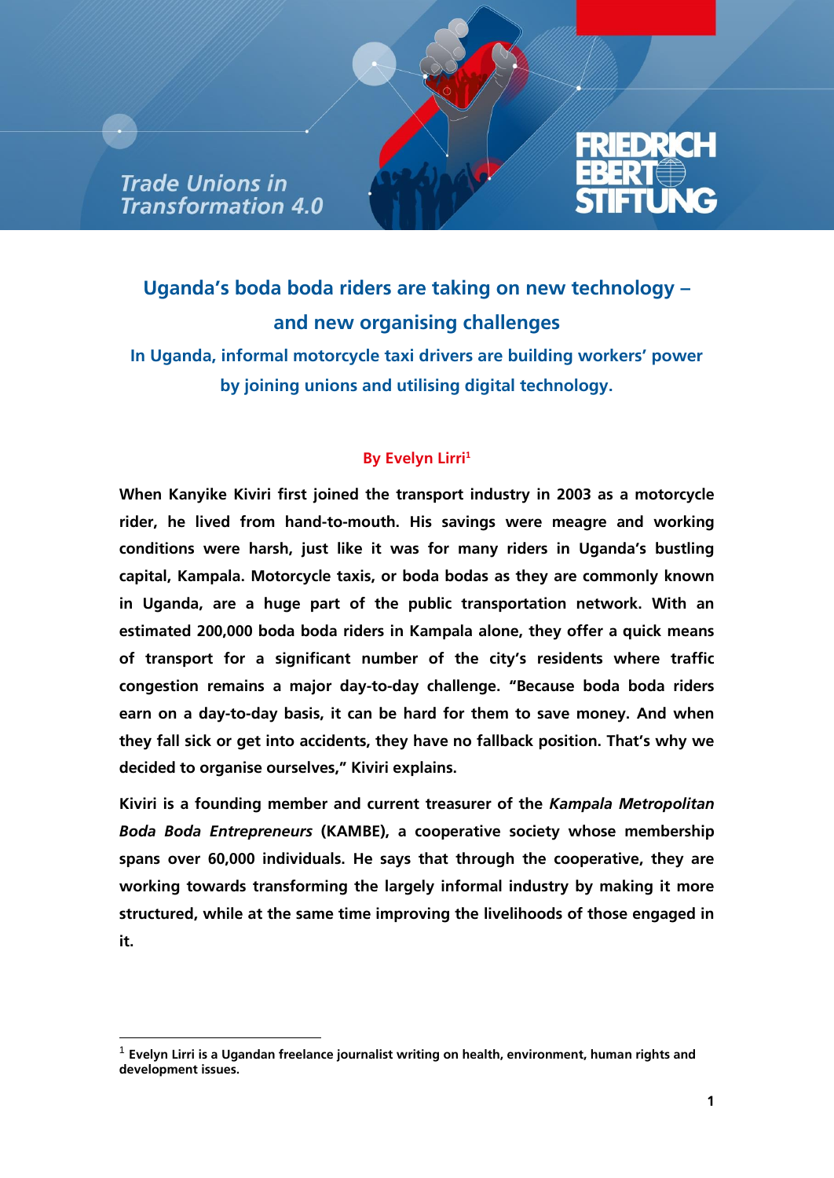Trade Unions in Transformation 4.0

FRIEDRICH EBERT STIFTUNG

# Uganda's boda boda riders are taking on new technology – and new organising challenges

## In Uganda, informal motorcycle taxi drivers are building workers' power by joining unions and utilising digital technology.

**By Evelyn Lirri**[1]

**When Kanyike Kiviri first joined the transport industry in 2003 as a motorcycle rider, he lived from hand-to-mouth. His savings were meagre and working conditions were harsh, just like it was for many riders in Uganda's bustling capital, Kampala. Motorcycle taxis, or boda bodas as they are commonly known in Uganda, are a huge part of the public transportation network. With an estimated 200,000 boda boda riders in Kampala alone, they offer a quick means of transport for a significant number of the city's residents where traffic congestion remains a major day-to-day challenge. "Because boda boda riders earn on a day-to-day basis, it can be hard for them to save money. And when they fall sick or get into accidents, they have no fallback position. That's why we decided to organise ourselves," Kiviri explains.**

**Kiviri is a founding member and current treasurer of the *Kampala Metropolitan Boda Boda Entrepreneurs* (KAMBE), a cooperative society whose membership spans over 60,000 individuals. He says that through the cooperative, they are working towards transforming the largely informal industry by making it more structured, while at the same time improving the livelihoods of those engaged in it.**

---

[1] Evelyn Lirri is a Ugandan freelance journalist writing on health, environment, human rights and development issues.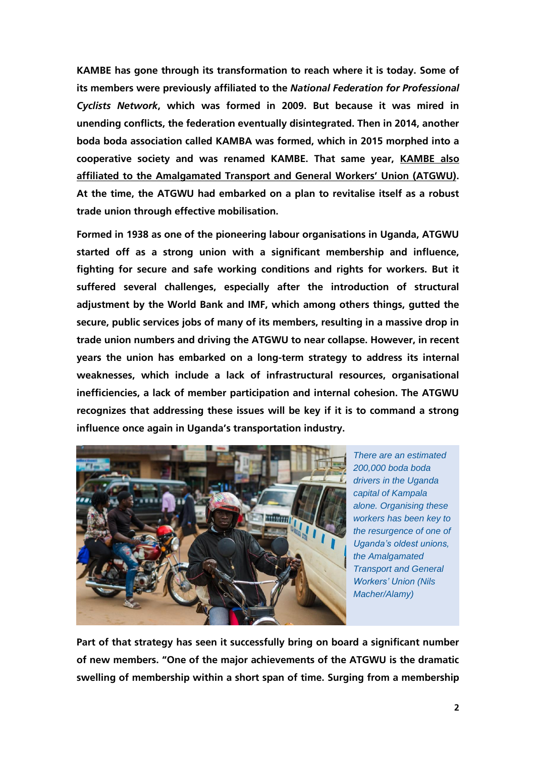**KAMBE has gone through its transformation to reach where it is today. Some of its members were previously affiliated to the *National Federation for Professional Cyclists Network*, which was formed in 2009. But because it was mired in unending conflicts, the federation eventually disintegrated. Then in 2014, another boda boda association called KAMBA was formed, which in 2015 morphed into a cooperative society and was renamed KAMBE. That same year, KAMBE also affiliated to the Amalgamated Transport and General Workers' Union (ATGWU). At the time, the ATGWU had embarked on a plan to revitalise itself as a robust trade union through effective mobilisation.**

**Formed in 1938 as one of the pioneering labour organisations in Uganda, ATGWU started off as a strong union with a significant membership and influence, fighting for secure and safe working conditions and rights for workers. But it suffered several challenges, especially after the introduction of structural adjustment by the World Bank and IMF, which among others things, gutted the secure, public services jobs of many of its members, resulting in a massive drop in trade union numbers and driving the ATGWU to near collapse. However, in recent years the union has embarked on a long-term strategy to address its internal weaknesses, which include a lack of infrastructural resources, organisational inefficiencies, a lack of member participation and internal cohesion. The ATGWU recognizes that addressing these issues will be key if it is to command a strong influence once again in Uganda's transportation industry.**

*There are an estimated 200,000 boda boda drivers in the Uganda capital of Kampala alone. Organising these workers has been key to the resurgence of one of Uganda's oldest unions, the Amalgamated Transport and General Workers' Union (Nils Macher/Alamy)*

**Part of that strategy has seen it successfully bring on board a significant number of new members. "One of the major achievements of the ATGWU is the dramatic swelling of membership within a short span of time. Surging from a membership**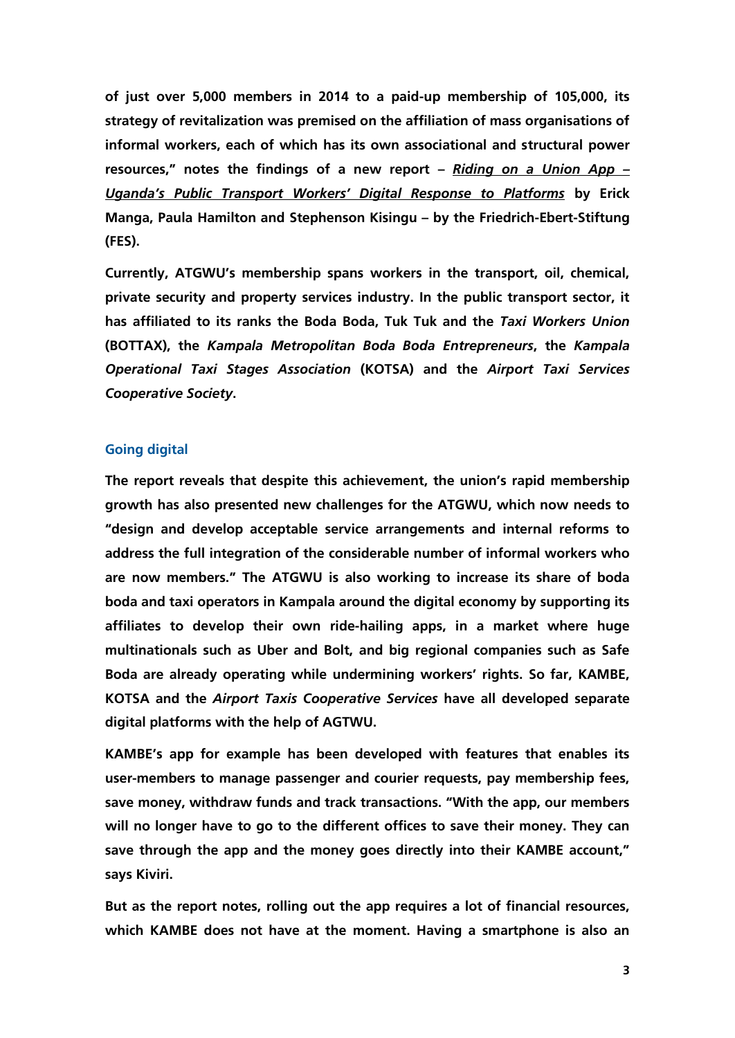**of just over 5,000 members in 2014 to a paid-up membership of 105,000, its strategy of revitalization was premised on the affiliation of mass organisations of informal workers, each of which has its own associational and structural power resources," notes the findings of a new report – *Riding on a Union App – Uganda's Public Transport Workers' Digital Response to Platforms* by Erick Manga, Paula Hamilton and Stephenson Kisingu – by the Friedrich-Ebert-Stiftung (FES).**

**Currently, ATGWU's membership spans workers in the transport, oil, chemical, private security and property services industry. In the public transport sector, it has affiliated to its ranks the Boda Boda, Tuk Tuk and the *Taxi Workers Union* (BOTTAX), the *Kampala Metropolitan Boda Boda Entrepreneurs*, the *Kampala Operational Taxi Stages Association* (KOTSA) and the *Airport Taxi Services Cooperative Society*.**

### Going digital

**The report reveals that despite this achievement, the union's rapid membership growth has also presented new challenges for the ATGWU, which now needs to "design and develop acceptable service arrangements and internal reforms to address the full integration of the considerable number of informal workers who are now members." The ATGWU is also working to increase its share of boda boda and taxi operators in Kampala around the digital economy by supporting its affiliates to develop their own ride-hailing apps, in a market where huge multinationals such as Uber and Bolt, and big regional companies such as Safe Boda are already operating while undermining workers' rights. So far, KAMBE, KOTSA and the *Airport Taxis Cooperative Services* have all developed separate digital platforms with the help of AGTWU.**

**KAMBE's app for example has been developed with features that enables its user-members to manage passenger and courier requests, pay membership fees, save money, withdraw funds and track transactions. "With the app, our members will no longer have to go to the different offices to save their money. They can save through the app and the money goes directly into their KAMBE account," says Kiviri.**

**But as the report notes, rolling out the app requires a lot of financial resources, which KAMBE does not have at the moment. Having a smartphone is also an**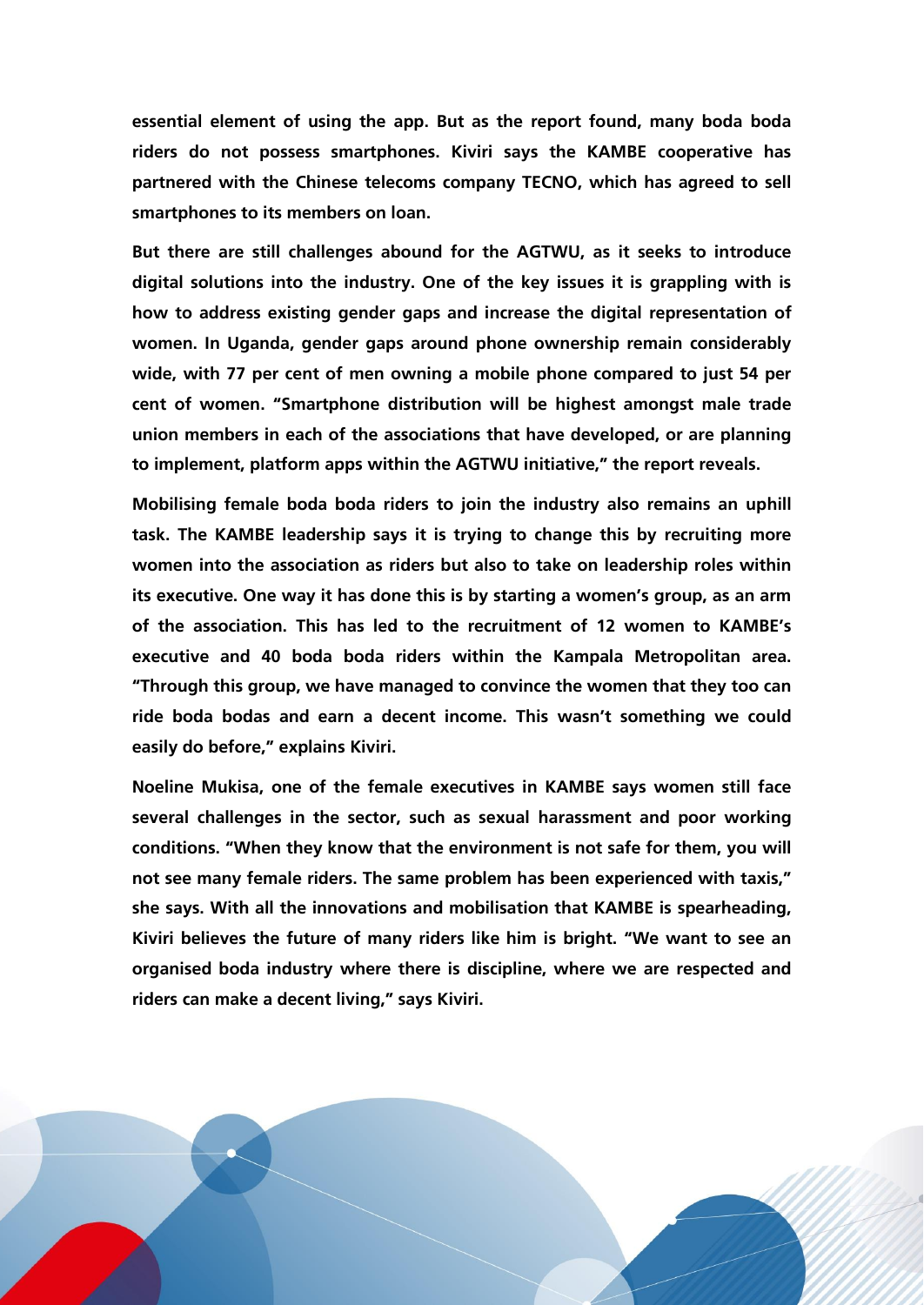**essential element of using the app. But as the report found, many boda boda riders do not possess smartphones. Kiviri says the KAMBE cooperative has partnered with the Chinese telecoms company TECNO, which has agreed to sell smartphones to its members on loan.**

**But there are still challenges abound for the AGTWU, as it seeks to introduce digital solutions into the industry. One of the key issues it is grappling with is how to address existing gender gaps and increase the digital representation of women. In Uganda, gender gaps around phone ownership remain considerably wide, with 77 per cent of men owning a mobile phone compared to just 54 per cent of women. "Smartphone distribution will be highest amongst male trade union members in each of the associations that have developed, or are planning to implement, platform apps within the AGTWU initiative," the report reveals.**

**Mobilising female boda boda riders to join the industry also remains an uphill task. The KAMBE leadership says it is trying to change this by recruiting more women into the association as riders but also to take on leadership roles within its executive. One way it has done this is by starting a women's group, as an arm of the association. This has led to the recruitment of 12 women to KAMBE's executive and 40 boda boda riders within the Kampala Metropolitan area. "Through this group, we have managed to convince the women that they too can ride boda bodas and earn a decent income. This wasn't something we could easily do before," explains Kiviri.**

**Noeline Mukisa, one of the female executives in KAMBE says women still face several challenges in the sector, such as sexual harassment and poor working conditions. "When they know that the environment is not safe for them, you will not see many female riders. The same problem has been experienced with taxis," she says. With all the innovations and mobilisation that KAMBE is spearheading, Kiviri believes the future of many riders like him is bright. "We want to see an organised boda industry where there is discipline, where we are respected and riders can make a decent living," says Kiviri.**